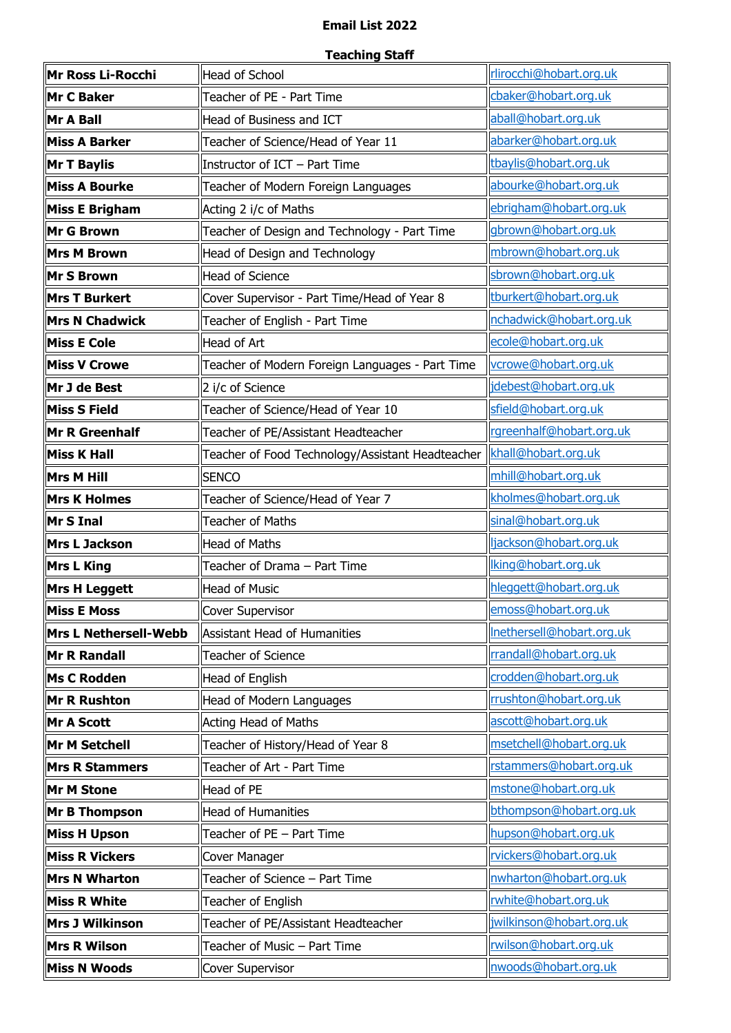# Email List 2022

## Teaching Staff

| | | |
|---|---|---|
| **Mr Ross Li-Rocchi** | Head of School | rlirocchi@hobart.org.uk |
| **Mr C Baker** | Teacher of PE - Part Time | cbaker@hobart.org.uk |
| **Mr A Ball** | Head of Business and ICT | aball@hobart.org.uk |
| **Miss A Barker** | Teacher of Science/Head of Year 11 | abarker@hobart.org.uk |
| **Mr T Baylis** | Instructor of ICT – Part Time | tbaylis@hobart.org.uk |
| **Miss A Bourke** | Teacher of Modern Foreign Languages | abourke@hobart.org.uk |
| **Miss E Brigham** | Acting 2 i/c of Maths | ebrigham@hobart.org.uk |
| **Mr G Brown** | Teacher of Design and Technology - Part Time | gbrown@hobart.org.uk |
| **Mrs M Brown** | Head of Design and Technology | mbrown@hobart.org.uk |
| **Mr S Brown** | Head of Science | sbrown@hobart.org.uk |
| **Mrs T Burkert** | Cover Supervisor - Part Time/Head of Year 8 | tburkert@hobart.org.uk |
| **Mrs N Chadwick** | Teacher of English - Part Time | nchadwick@hobart.org.uk |
| **Miss E Cole** | Head of Art | ecole@hobart.org.uk |
| **Miss V Crowe** | Teacher of Modern Foreign Languages - Part Time | vcrowe@hobart.org.uk |
| **Mr J de Best** | 2 i/c of Science | jdebest@hobart.org.uk |
| **Miss S Field** | Teacher of Science/Head of Year 10 | sfield@hobart.org.uk |
| **Mr R Greenhalf** | Teacher of PE/Assistant Headteacher | rgreenhalf@hobart.org.uk |
| **Miss K Hall** | Teacher of Food Technology/Assistant Headteacher | khall@hobart.org.uk |
| **Mrs M Hill** | SENCO | mhill@hobart.org.uk |
| **Mrs K Holmes** | Teacher of Science/Head of Year 7 | kholmes@hobart.org.uk |
| **Mr S Inal** | Teacher of Maths | sinal@hobart.org.uk |
| **Mrs L Jackson** | Head of Maths | ljackson@hobart.org.uk |
| **Mrs L King** | Teacher of Drama – Part Time | lking@hobart.org.uk |
| **Mrs H Leggett** | Head of Music | hleggett@hobart.org.uk |
| **Miss E Moss** | Cover Supervisor | emoss@hobart.org.uk |
| **Mrs L Nethersell-Webb** | Assistant Head of Humanities | lnethersell@hobart.org.uk |
| **Mr R Randall** | Teacher of Science | rrandall@hobart.org.uk |
| **Ms C Rodden** | Head of English | crodden@hobart.org.uk |
| **Mr R Rushton** | Head of Modern Languages | rrushton@hobart.org.uk |
| **Mr A Scott** | Acting Head of Maths | ascott@hobart.org.uk |
| **Mr M Setchell** | Teacher of History/Head of Year 8 | msetchell@hobart.org.uk |
| **Mrs R Stammers** | Teacher of Art - Part Time | rstammers@hobart.org.uk |
| **Mr M Stone** | Head of PE | mstone@hobart.org.uk |
| **Mr B Thompson** | Head of Humanities | bthompson@hobart.org.uk |
| **Miss H Upson** | Teacher of PE – Part Time | hupson@hobart.org.uk |
| **Miss R Vickers** | Cover Manager | rvickers@hobart.org.uk |
| **Mrs N Wharton** | Teacher of Science – Part Time | nwharton@hobart.org.uk |
| **Miss R White** | Teacher of English | rwhite@hobart.org.uk |
| **Mrs J Wilkinson** | Teacher of PE/Assistant Headteacher | jwilkinson@hobart.org.uk |
| **Mrs R Wilson** | Teacher of Music – Part Time | rwilson@hobart.org.uk |
| **Miss N Woods** | Cover Supervisor | nwoods@hobart.org.uk |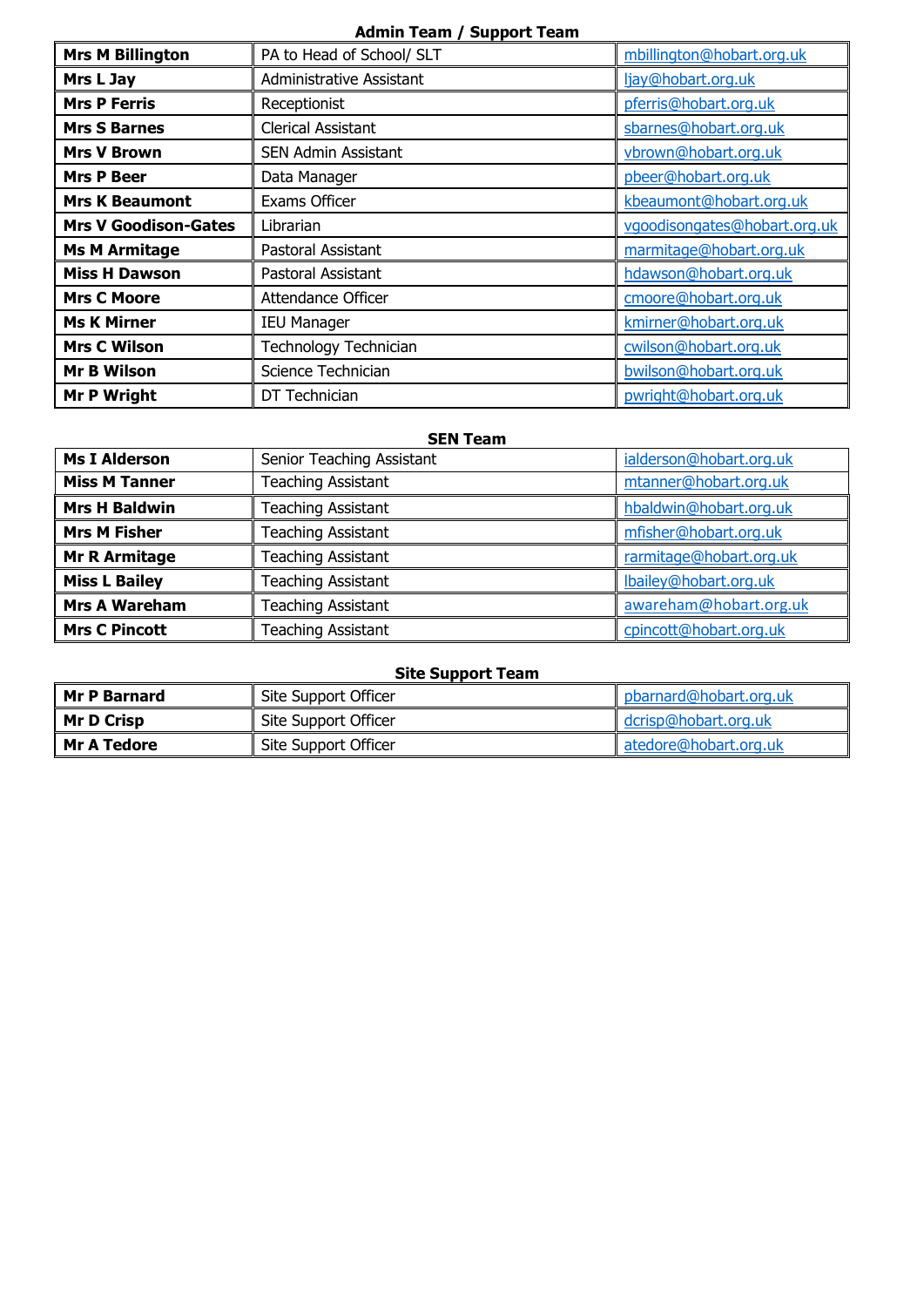## Admin Team / Support Team

| | | |
|---|---|---|
| **Mrs M Billington** | PA to Head of School/ SLT | mbillington@hobart.org.uk |
| **Mrs L Jay** | Administrative Assistant | ljay@hobart.org.uk |
| **Mrs P Ferris** | Receptionist | pferris@hobart.org.uk |
| **Mrs S Barnes** | Clerical Assistant | sbarnes@hobart.org.uk |
| **Mrs V Brown** | SEN Admin Assistant | vbrown@hobart.org.uk |
| **Mrs P Beer** | Data Manager | pbeer@hobart.org.uk |
| **Mrs K Beaumont** | Exams Officer | kbeaumont@hobart.org.uk |
| **Mrs V Goodison-Gates** | Librarian | vgoodisongates@hobart.org.uk |
| **Ms M Armitage** | Pastoral Assistant | marmitage@hobart.org.uk |
| **Miss H Dawson** | Pastoral Assistant | hdawson@hobart.org.uk |
| **Mrs C Moore** | Attendance Officer | cmoore@hobart.org.uk |
| **Ms K Mirner** | IEU Manager | kmirner@hobart.org.uk |
| **Mrs C Wilson** | Technology Technician | cwilson@hobart.org.uk |
| **Mr B Wilson** | Science Technician | bwilson@hobart.org.uk |
| **Mr P Wright** | DT Technician | pwright@hobart.org.uk |

## SEN Team

| | | |
|---|---|---|
| **Ms I Alderson** | Senior Teaching Assistant | ialderson@hobart.org.uk |
| **Miss M Tanner** | Teaching Assistant | mtanner@hobart.org.uk |
| **Mrs H Baldwin** | Teaching Assistant | hbaldwin@hobart.org.uk |
| **Mrs M Fisher** | Teaching Assistant | mfisher@hobart.org.uk |
| **Mr R Armitage** | Teaching Assistant | rarmitage@hobart.org.uk |
| **Miss L Bailey** | Teaching Assistant | lbailey@hobart.org.uk |
| **Mrs A Wareham** | Teaching Assistant | awareham@hobart.org.uk |
| **Mrs C Pincott** | Teaching Assistant | cpincott@hobart.org.uk |

## Site Support Team

| | | |
|---|---|---|
| **Mr P Barnard** | Site Support Officer | pbarnard@hobart.org.uk |
| **Mr D Crisp** | Site Support Officer | dcrisp@hobart.org.uk |
| **Mr A Tedore** | Site Support Officer | atedore@hobart.org.uk |